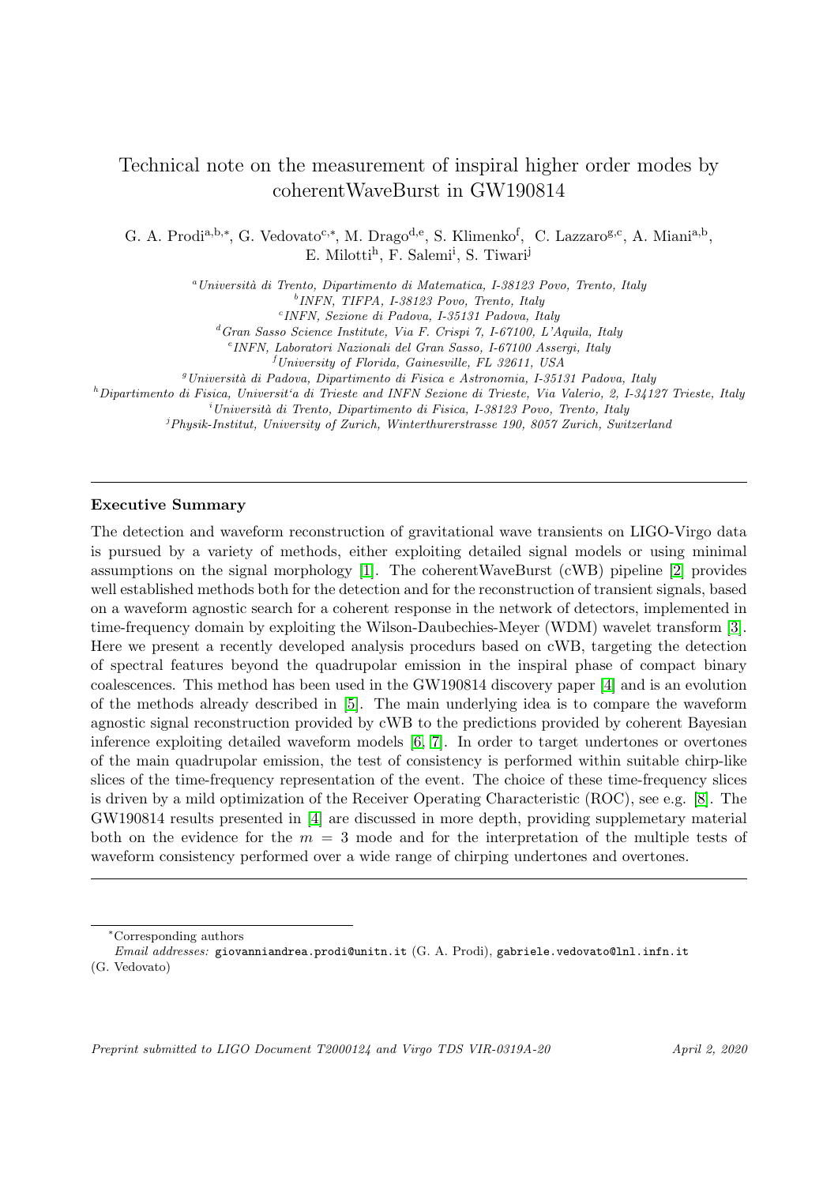# Technical note on the measurement of inspiral higher order modes by coherentWaveBurst in GW190814

G. A. Prodi[a,b,*], G. Vedovato[c,*], M. Drago[d,e], S. Klimenko[f], C. Lazzaro[g,c], A. Miani[a,b], E. Milotti[h], F. Salemi[i], S. Tiwari[j]

[a] *Università di Trento, Dipartimento di Matematica, I-38123 Povo, Trento, Italy*
[b] *INFN, TIFPA, I-38123 Povo, Trento, Italy*
[c] *INFN, Sezione di Padova, I-35131 Padova, Italy*
[d] *Gran Sasso Science Institute, Via F. Crispi 7, I-67100, L'Aquila, Italy*
[e] *INFN, Laboratori Nazionali del Gran Sasso, I-67100 Assergi, Italy*
[f] *University of Florida, Gainesville, FL 32611, USA*
[g] *Università di Padova, Dipartimento di Fisica e Astronomia, I-35131 Padova, Italy*
[h] *Dipartimento di Fisica, Universit'a di Trieste and INFN Sezione di Trieste, Via Valerio, 2, I-34127 Trieste, Italy*
[i] *Università di Trento, Dipartimento di Fisica, I-38123 Povo, Trento, Italy*
[j] *Physik-Institut, University of Zurich, Winterthurerstrasse 190, 8057 Zurich, Switzerland*

---

**Executive Summary**

The detection and waveform reconstruction of gravitational wave transients on LIGO-Virgo data is pursued by a variety of methods, either exploiting detailed signal models or using minimal assumptions on the signal morphology [1]. The coherentWaveBurst (cWB) pipeline [2] provides well established methods both for the detection and for the reconstruction of transient signals, based on a waveform agnostic search for a coherent response in the network of detectors, implemented in time-frequency domain by exploiting the Wilson-Daubechies-Meyer (WDM) wavelet transform [3]. Here we present a recently developed analysis procedurs based on cWB, targeting the detection of spectral features beyond the quadrupolar emission in the inspiral phase of compact binary coalescences. This method has been used in the GW190814 discovery paper [4] and is an evolution of the methods already described in [5]. The main underlying idea is to compare the waveform agnostic signal reconstruction provided by cWB to the predictions provided by coherent Bayesian inference exploiting detailed waveform models [6, 7]. In order to target undertones or overtones of the main quadrupolar emission, the test of consistency is performed within suitable chirp-like slices of the time-frequency representation of the event. The choice of these time-frequency slices is driven by a mild optimization of the Receiver Operating Characteristic (ROC), see e.g. [8]. The GW190814 results presented in [4] are discussed in more depth, providing supplemetary material both on the evidence for the $m = 3$ mode and for the interpretation of the multiple tests of waveform consistency performed over a wide range of chirping undertones and overtones.

---

*Corresponding authors

*Email addresses:* giovanniandrea.prodi@unitn.it (G. A. Prodi), gabriele.vedovato@lnl.infn.it (G. Vedovato)

*Preprint submitted to LIGO Document T2000124 and Virgo TDS VIR-0319A-20* *April 2, 2020*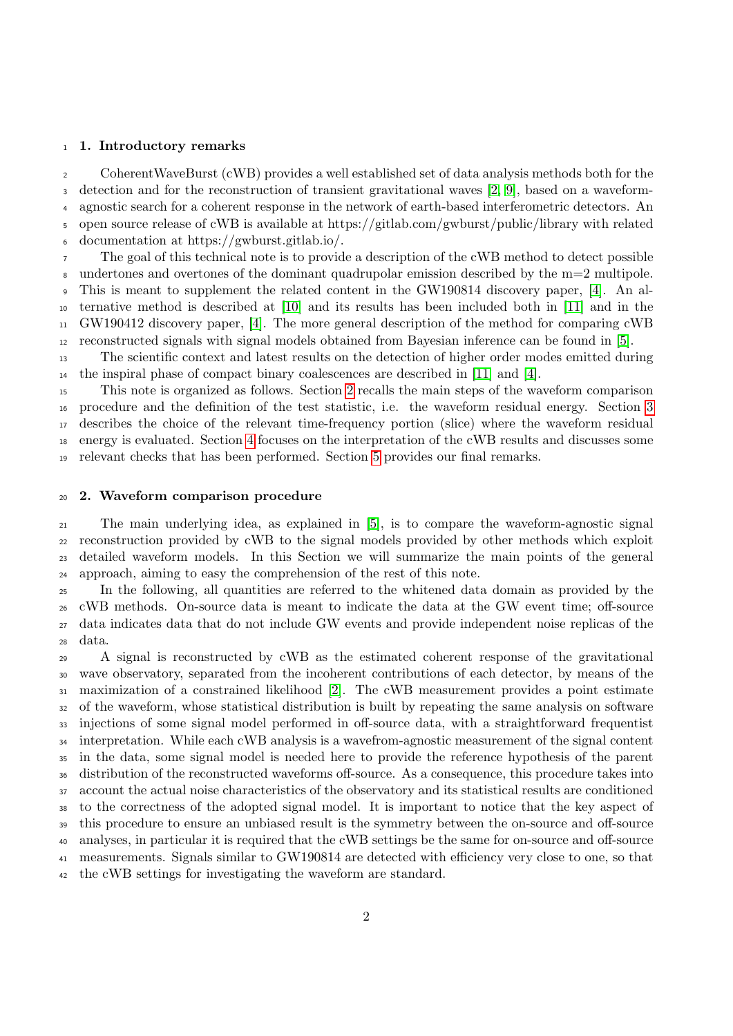## 1. Introductory remarks

CoherentWaveBurst (cWB) provides a well established set of data analysis methods both for the detection and for the reconstruction of transient gravitational waves [2, 9], based on a waveform-agnostic search for a coherent response in the network of earth-based interferometric detectors. An open source release of cWB is available at https://gitlab.com/gwburst/public/library with related documentation at https://gwburst.gitlab.io/.

The goal of this technical note is to provide a description of the cWB method to detect possible undertones and overtones of the dominant quadrupolar emission described by the m=2 multipole. This is meant to supplement the related content in the GW190814 discovery paper, [4]. An alternative method is described at [10] and its results has been included both in [11] and in the GW190412 discovery paper, [4]. The more general description of the method for comparing cWB reconstructed signals with signal models obtained from Bayesian inference can be found in [5].

The scientific context and latest results on the detection of higher order modes emitted during the inspiral phase of compact binary coalescences are described in [11] and [4].

This note is organized as follows. Section 2 recalls the main steps of the waveform comparison procedure and the definition of the test statistic, i.e. the waveform residual energy. Section 3 describes the choice of the relevant time-frequency portion (slice) where the waveform residual energy is evaluated. Section 4 focuses on the interpretation of the cWB results and discusses some relevant checks that has been performed. Section 5 provides our final remarks.

## 2. Waveform comparison procedure

The main underlying idea, as explained in [5], is to compare the waveform-agnostic signal reconstruction provided by cWB to the signal models provided by other methods which exploit detailed waveform models. In this Section we will summarize the main points of the general approach, aiming to easy the comprehension of the rest of this note.

In the following, all quantities are referred to the whitened data domain as provided by the cWB methods. On-source data is meant to indicate the data at the GW event time; off-source data indicates data that do not include GW events and provide independent noise replicas of the data.

A signal is reconstructed by cWB as the estimated coherent response of the gravitational wave observatory, separated from the incoherent contributions of each detector, by means of the maximization of a constrained likelihood [2]. The cWB measurement provides a point estimate of the waveform, whose statistical distribution is built by repeating the same analysis on software injections of some signal model performed in off-source data, with a straightforward frequentist interpretation. While each cWB analysis is a wavefrom-agnostic measurement of the signal content in the data, some signal model is needed here to provide the reference hypothesis of the parent distribution of the reconstructed waveforms off-source. As a consequence, this procedure takes into account the actual noise characteristics of the observatory and its statistical results are conditioned to the correctness of the adopted signal model. It is important to notice that the key aspect of this procedure to ensure an unbiased result is the symmetry between the on-source and off-source analyses, in particular it is required that the cWB settings be the same for on-source and off-source measurements. Signals similar to GW190814 are detected with efficiency very close to one, so that the cWB settings for investigating the waveform are standard.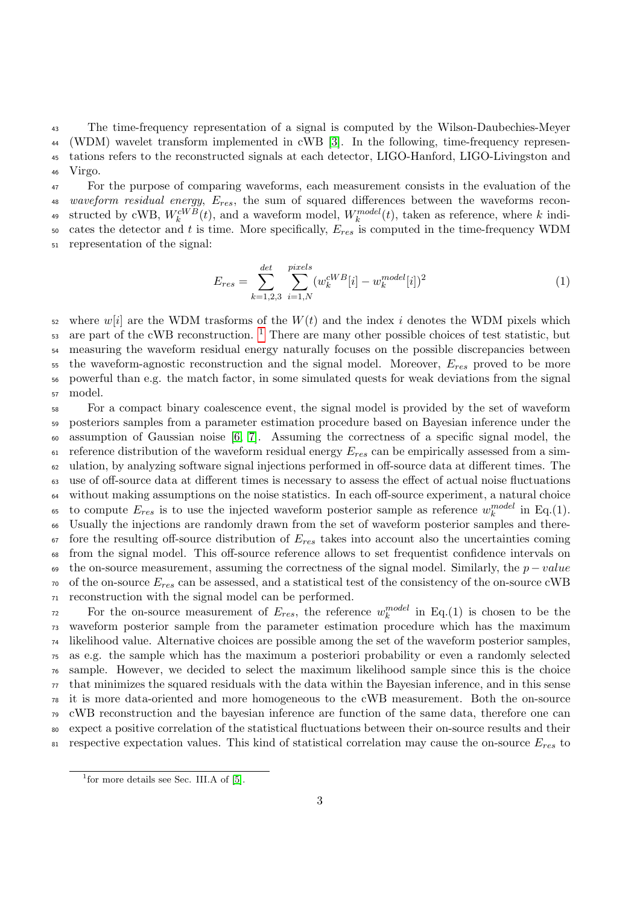The time-frequency representation of a signal is computed by the Wilson-Daubechies-Meyer (WDM) wavelet transform implemented in cWB [3]. In the following, time-frequency representations refers to the reconstructed signals at each detector, LIGO-Hanford, LIGO-Livingston and Virgo.

For the purpose of comparing waveforms, each measurement consists in the evaluation of the *waveform residual energy*, $E_{res}$, the sum of squared differences between the waveforms reconstructed by cWB, $W_k^{cWB}(t)$, and a waveform model, $W_k^{model}(t)$, taken as reference, where $k$ indicates the detector and $t$ is time. More specifically, $E_{res}$ is computed in the time-frequency WDM representation of the signal:

$$E_{res} = \sum_{k=1,2,3}^{det} \sum_{i=1,N}^{pixels} (w_k^{cWB}[i] - w_k^{model}[i])^2 \tag{1}$$

where $w[i]$ are the WDM trasforms of the $W(t)$ and the index $i$ denotes the WDM pixels which are part of the cWB reconstruction. [1] There are many other possible choices of test statistic, but measuring the waveform residual energy naturally focuses on the possible discrepancies between the waveform-agnostic reconstruction and the signal model. Moreover, $E_{res}$ proved to be more powerful than e.g. the match factor, in some simulated quests for weak deviations from the signal model.

For a compact binary coalescence event, the signal model is provided by the set of waveform posteriors samples from a parameter estimation procedure based on Bayesian inference under the assumption of Gaussian noise [6, 7]. Assuming the correctness of a specific signal model, the reference distribution of the waveform residual energy $E_{res}$ can be empirically assessed from a simulation, by analyzing software signal injections performed in off-source data at different times. The use of off-source data at different times is necessary to assess the effect of actual noise fluctuations without making assumptions on the noise statistics. In each off-source experiment, a natural choice to compute $E_{res}$ is to use the injected waveform posterior sample as reference $w_k^{model}$ in Eq.(1). Usually the injections are randomly drawn from the set of waveform posterior samples and therefore the resulting off-source distribution of $E_{res}$ takes into account also the uncertainties coming from the signal model. This off-source reference allows to set frequentist confidence intervals on the on-source measurement, assuming the correctness of the signal model. Similarly, the $p-value$ of the on-source $E_{res}$ can be assessed, and a statistical test of the consistency of the on-source cWB reconstruction with the signal model can be performed.

For the on-source measurement of $E_{res}$, the reference $w_k^{model}$ in Eq.(1) is chosen to be the waveform posterior sample from the parameter estimation procedure which has the maximum likelihood value. Alternative choices are possible among the set of the waveform posterior samples, as e.g. the sample which has the maximum a posteriori probability or even a randomly selected sample. However, we decided to select the maximum likelihood sample since this is the choice that minimizes the squared residuals with the data within the Bayesian inference, and in this sense it is more data-oriented and more homogeneous to the cWB measurement. Both the on-source cWB reconstruction and the bayesian inference are function of the same data, therefore one can expect a positive correlation of the statistical fluctuations between their on-source results and their respective expectation values. This kind of statistical correlation may cause the on-source $E_{res}$ to

[1] for more details see Sec. III.A of [5].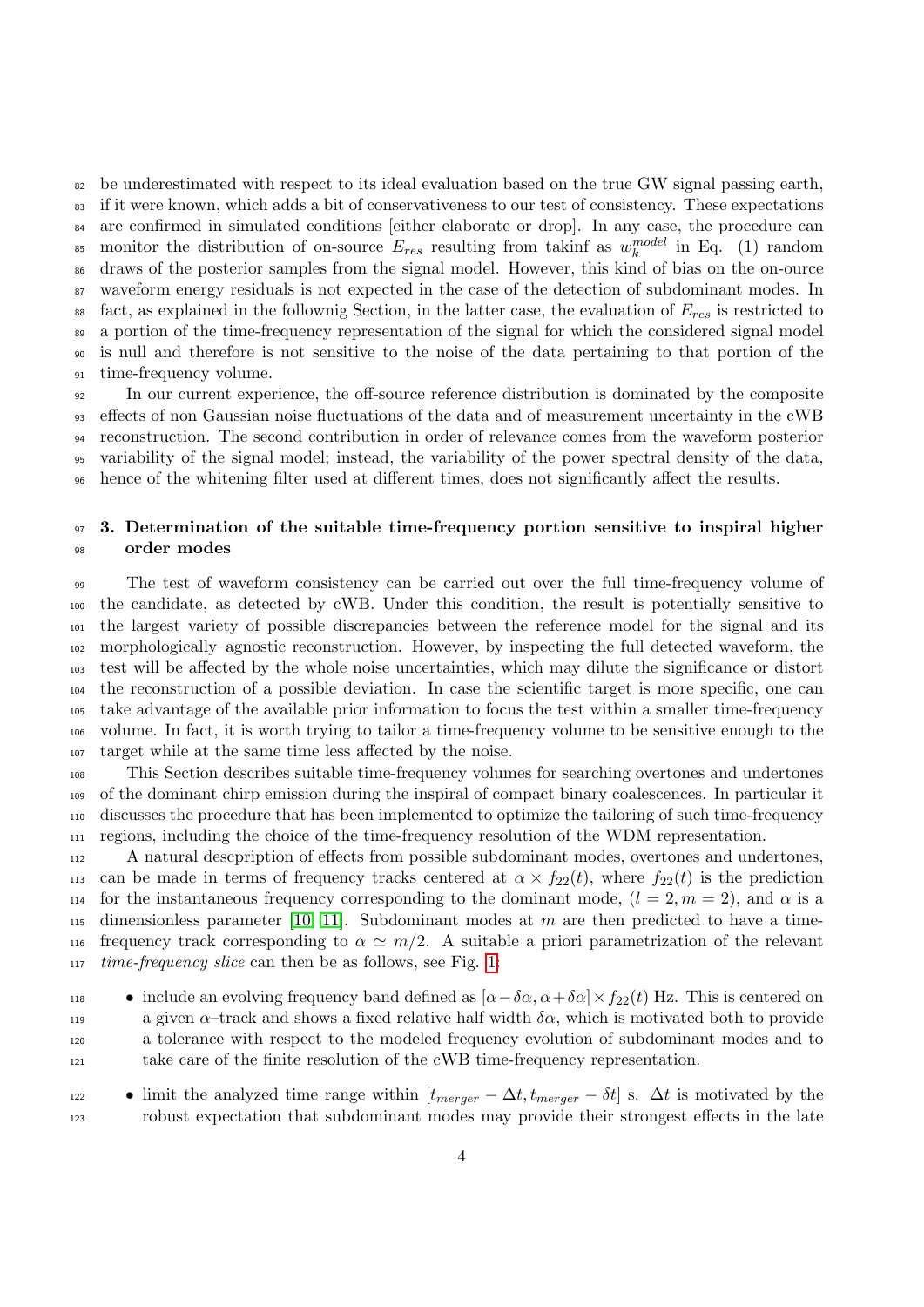be underestimated with respect to its ideal evaluation based on the true GW signal passing earth, if it were known, which adds a bit of conservativeness to our test of consistency. These expectations are confirmed in simulated conditions [either elaborate or drop]. In any case, the procedure can monitor the distribution of on-source $E_{res}$ resulting from takinf as $w_k^{model}$ in Eq. (1) random draws of the posterior samples from the signal model. However, this kind of bias on the on-ource waveform energy residuals is not expected in the case of the detection of subdominant modes. In fact, as explained in the follownig Section, in the latter case, the evaluation of $E_{res}$ is restricted to a portion of the time-frequency representation of the signal for which the considered signal model is null and therefore is not sensitive to the noise of the data pertaining to that portion of the time-frequency volume.

In our current experience, the off-source reference distribution is dominated by the composite effects of non Gaussian noise fluctuations of the data and of measurement uncertainty in the cWB reconstruction. The second contribution in order of relevance comes from the waveform posterior variability of the signal model; instead, the variability of the power spectral density of the data, hence of the whitening filter used at different times, does not significantly affect the results.

## 3. Determination of the suitable time-frequency portion sensitive to inspiral higher order modes

The test of waveform consistency can be carried out over the full time-frequency volume of the candidate, as detected by cWB. Under this condition, the result is potentially sensitive to the largest variety of possible discrepancies between the reference model for the signal and its morphologically–agnostic reconstruction. However, by inspecting the full detected waveform, the test will be affected by the whole noise uncertainties, which may dilute the significance or distort the reconstruction of a possible deviation. In case the scientific target is more specific, one can take advantage of the available prior information to focus the test within a smaller time-frequency volume. In fact, it is worth trying to tailor a time-frequency volume to be sensitive enough to the target while at the same time less affected by the noise.

This Section describes suitable time-frequency volumes for searching overtones and undertones of the dominant chirp emission during the inspiral of compact binary coalescences. In particular it discusses the procedure that has been implemented to optimize the tailoring of such time-frequency regions, including the choice of the time-frequency resolution of the WDM representation.

A natural descpription of effects from possible subdominant modes, overtones and undertones, can be made in terms of frequency tracks centered at $\alpha \times f_{22}(t)$, where $f_{22}(t)$ is the prediction for the instantaneous frequency corresponding to the dominant mode, $(l = 2, m = 2)$, and $\alpha$ is a dimensionless parameter [10, 11]. Subdominant modes at $m$ are then predicted to have a time-frequency track corresponding to $\alpha \simeq m/2$. A suitable a priori parametrization of the relevant *time-frequency slice* can then be as follows, see Fig. 1:

- include an evolving frequency band defined as $[\alpha - \delta\alpha, \alpha + \delta\alpha] \times f_{22}(t)$ Hz. This is centered on a given $\alpha$–track and shows a fixed relative half width $\delta\alpha$, which is motivated both to provide a tolerance with respect to the modeled frequency evolution of subdominant modes and to take care of the finite resolution of the cWB time-frequency representation.
- limit the analyzed time range within $[t_{merger} - \Delta t, t_{merger} - \delta t]$ s. $\Delta t$ is motivated by the robust expectation that subdominant modes may provide their strongest effects in the late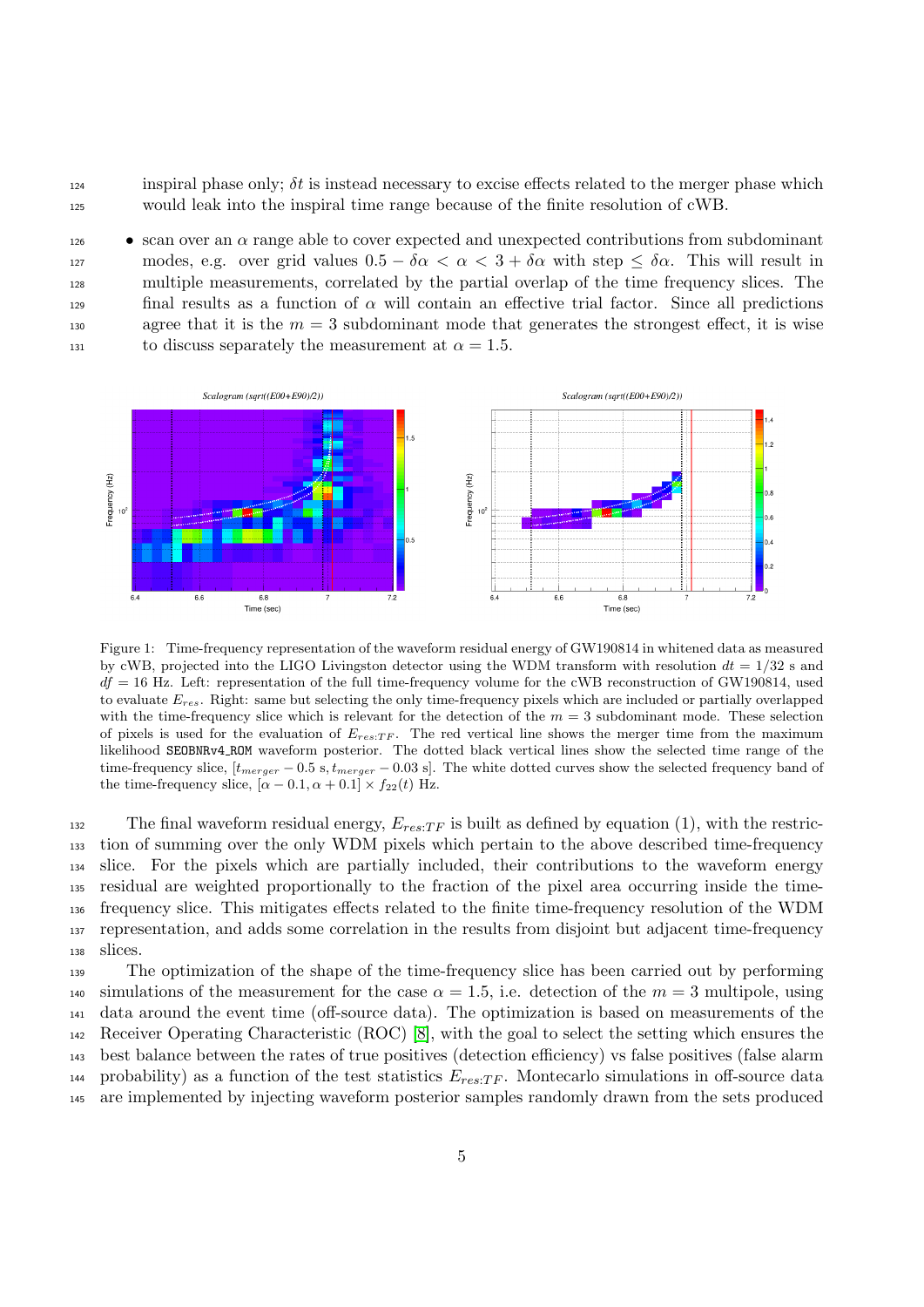inspiral phase only; $\delta t$ is instead necessary to excise effects related to the merger phase which would leak into the inspiral time range because of the finite resolution of cWB.

- scan over an $\alpha$ range able to cover expected and unexpected contributions from subdominant modes, e.g. over grid values $0.5 - \delta\alpha < \alpha < 3 + \delta\alpha$ with step $\leq \delta\alpha$. This will result in multiple measurements, correlated by the partial overlap of the time frequency slices. The final results as a function of $\alpha$ will contain an effective trial factor. Since all predictions agree that it is the $m = 3$ subdominant mode that generates the strongest effect, it is wise to discuss separately the measurement at $\alpha = 1.5$.

Figure 1: Time-frequency representation of the waveform residual energy of GW190814 in whitened data as measured by cWB, projected into the LIGO Livingston detector using the WDM transform with resolution $dt = 1/32$ s and $df = 16$ Hz. Left: representation of the full time-frequency volume for the cWB reconstruction of GW190814, used to evaluate $E_{res}$. Right: same but selecting the only time-frequency pixels which are included or partially overlapped with the time-frequency slice which is relevant for the detection of the $m = 3$ subdominant mode. These selection of pixels is used for the evaluation of $E_{res:TF}$. The red vertical line shows the merger time from the maximum likelihood `SEOBNRv4_ROM` waveform posterior. The dotted black vertical lines show the selected time range of the time-frequency slice, $[t_{merger} - 0.5\text{ s}, t_{merger} - 0.03\text{ s}]$. The white dotted curves show the selected frequency band of the time-frequency slice, $[\alpha - 0.1, \alpha + 0.1] \times f_{22}(t)$ Hz.

The final waveform residual energy, $E_{res:TF}$ is built as defined by equation (1), with the restriction of summing over the only WDM pixels which pertain to the above described time-frequency slice. For the pixels which are partially included, their contributions to the waveform energy residual are weighted proportionally to the fraction of the pixel area occurring inside the time-frequency slice. This mitigates effects related to the finite time-frequency resolution of the WDM representation, and adds some correlation in the results from disjoint but adjacent time-frequency slices.

The optimization of the shape of the time-frequency slice has been carried out by performing simulations of the measurement for the case $\alpha = 1.5$, i.e. detection of the $m = 3$ multipole, using data around the event time (off-source data). The optimization is based on measurements of the Receiver Operating Characteristic (ROC) [8], with the goal to select the setting which ensures the best balance between the rates of true positives (detection efficiency) vs false positives (false alarm probability) as a function of the test statistics $E_{res:TF}$. Montecarlo simulations in off-source data are implemented by injecting waveform posterior samples randomly drawn from the sets produced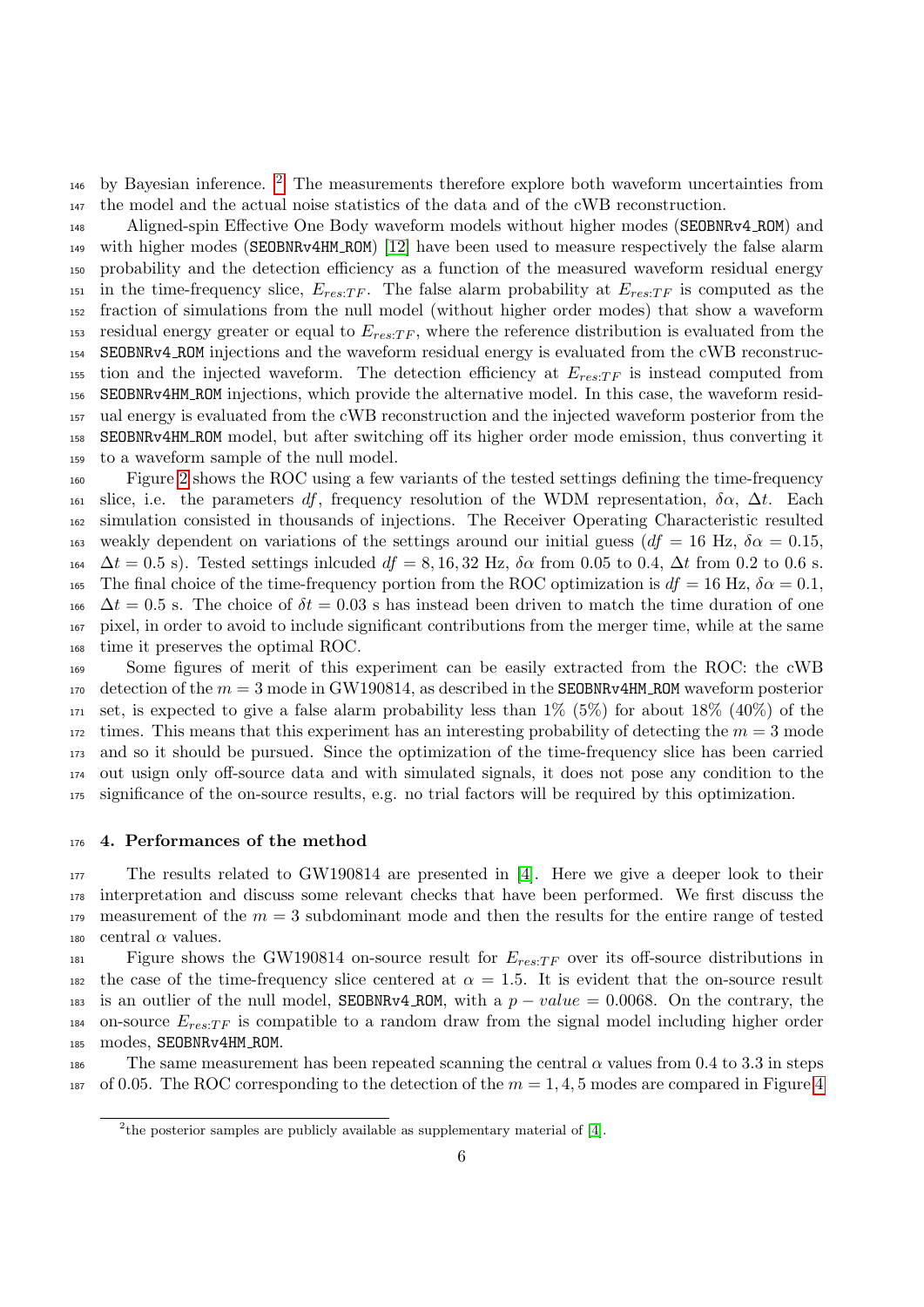by Bayesian inference. [2] The measurements therefore explore both waveform uncertainties from the model and the actual noise statistics of the data and of the cWB reconstruction.

Aligned-spin Effective One Body waveform models without higher modes (SEOBNRv4_ROM) and with higher modes (SEOBNRv4HM_ROM) [12] have been used to measure respectively the false alarm probability and the detection efficiency as a function of the measured waveform residual energy in the time-frequency slice, $E_{res:TF}$. The false alarm probability at $E_{res:TF}$ is computed as the fraction of simulations from the null model (without higher order modes) that show a waveform residual energy greater or equal to $E_{res:TF}$, where the reference distribution is evaluated from the SEOBNRv4_ROM injections and the waveform residual energy is evaluated from the cWB reconstruction and the injected waveform. The detection efficiency at $E_{res:TF}$ is instead computed from SEOBNRv4HM_ROM injections, which provide the alternative model. In this case, the waveform residual energy is evaluated from the cWB reconstruction and the injected waveform posterior from the SEOBNRv4HM_ROM model, but after switching off its higher order mode emission, thus converting it to a waveform sample of the null model.

Figure 2 shows the ROC using a few variants of the tested settings defining the time-frequency slice, i.e. the parameters $df$, frequency resolution of the WDM representation, $\delta\alpha$, $\Delta t$. Each simulation consisted in thousands of injections. The Receiver Operating Characteristic resulted weakly dependent on variations of the settings around our initial guess ($df = 16$ Hz, $\delta\alpha = 0.15$, $\Delta t = 0.5$ s). Tested settings inlcuded $df = 8, 16, 32$ Hz, $\delta\alpha$ from 0.05 to 0.4, $\Delta t$ from 0.2 to 0.6 s. The final choice of the time-frequency portion from the ROC optimization is $df = 16$ Hz, $\delta\alpha = 0.1$, $\Delta t = 0.5$ s. The choice of $\delta t = 0.03$ s has instead been driven to match the time duration of one pixel, in order to avoid to include significant contributions from the merger time, while at the same time it preserves the optimal ROC.

Some figures of merit of this experiment can be easily extracted from the ROC: the cWB detection of the $m = 3$ mode in GW190814, as described in the SEOBNRv4HM_ROM waveform posterior set, is expected to give a false alarm probability less than 1% (5%) for about 18% (40%) of the times. This means that this experiment has an interesting probability of detecting the $m = 3$ mode and so it should be pursued. Since the optimization of the time-frequency slice has been carried out usign only off-source data and with simulated signals, it does not pose any condition to the significance of the on-source results, e.g. no trial factors will be required by this optimization.

## 4. Performances of the method

The results related to GW190814 are presented in [4]. Here we give a deeper look to their interpretation and discuss some relevant checks that have been performed. We first discuss the measurement of the $m = 3$ subdominant mode and then the results for the entire range of tested central $\alpha$ values.

Figure shows the GW190814 on-source result for $E_{res:TF}$ over its off-source distributions in the case of the time-frequency slice centered at $\alpha = 1.5$. It is evident that the on-source result is an outlier of the null model, SEOBNRv4_ROM, with a $p - value = 0.0068$. On the contrary, the on-source $E_{res:TF}$ is compatible to a random draw from the signal model including higher order modes, SEOBNRv4HM_ROM.

The same measurement has been repeated scanning the central $\alpha$ values from 0.4 to 3.3 in steps of 0.05. The ROC corresponding to the detection of the $m = 1, 4, 5$ modes are compared in Figure 4

[2] the posterior samples are publicly available as supplementary material of [4].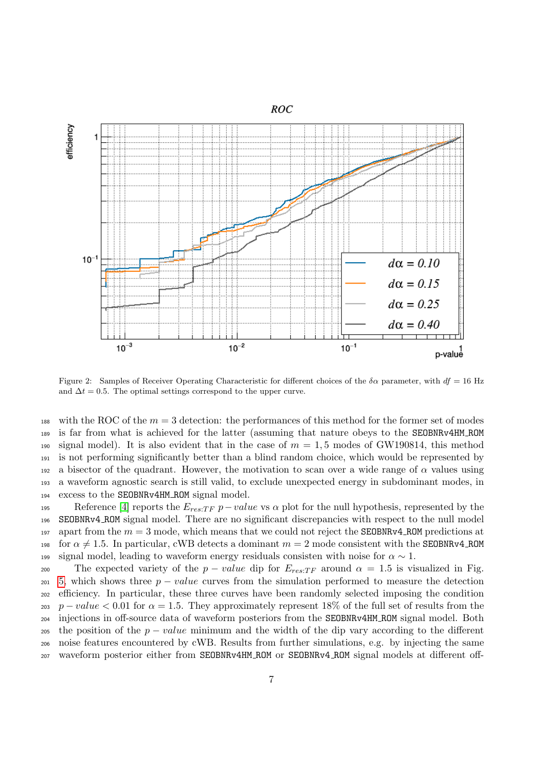Figure 2: Samples of Receiver Operating Characteristic for different choices of the $\delta\alpha$ parameter, with $df = 16$ Hz and $\Delta t = 0.5$. The optimal settings correspond to the upper curve.

with the ROC of the $m = 3$ detection: the performances of this method for the former set of modes is far from what is achieved for the latter (assuming that nature obeys to the SEOBNRv4HM_ROM signal model). It is also evident that in the case of $m = 1, 5$ modes of GW190814, this method is not performing significantly better than a blind random choice, which would be represented by a bisector of the quadrant. However, the motivation to scan over a wide range of $\alpha$ values using a waveform agnostic search is still valid, to exclude unexpected energy in subdominant modes, in excess to the SEOBNRv4HM_ROM signal model.

Reference [4] reports the $E_{res:TF}$ $p-value$ vs $\alpha$ plot for the null hypothesis, represented by the SEOBNRv4_ROM signal model. There are no significant discrepancies with respect to the null model apart from the $m = 3$ mode, which means that we could not reject the SEOBNRv4_ROM predictions at for $\alpha \neq 1.5$. In particular, cWB detects a dominant $m = 2$ mode consistent with the SEOBNRv4_ROM signal model, leading to waveform energy residuals consisten with noise for $\alpha \sim 1$.

The expected variety of the $p - value$ dip for $E_{res:TF}$ around $\alpha = 1.5$ is visualized in Fig. 5, which shows three $p - value$ curves from the simulation performed to measure the detection efficiency. In particular, these three curves have been randomly selected imposing the condition $p - value < 0.01$ for $\alpha = 1.5$. They approximately represent 18% of the full set of results from the injections in off-source data of waveform posteriors from the SEOBNRv4HM_ROM signal model. Both the position of the $p - value$ minimum and the width of the dip vary according to the different noise features encountered by cWB. Results from further simulations, e.g. by injecting the same waveform posterior either from SEOBNRv4HM_ROM or SEOBNRv4_ROM signal models at different off-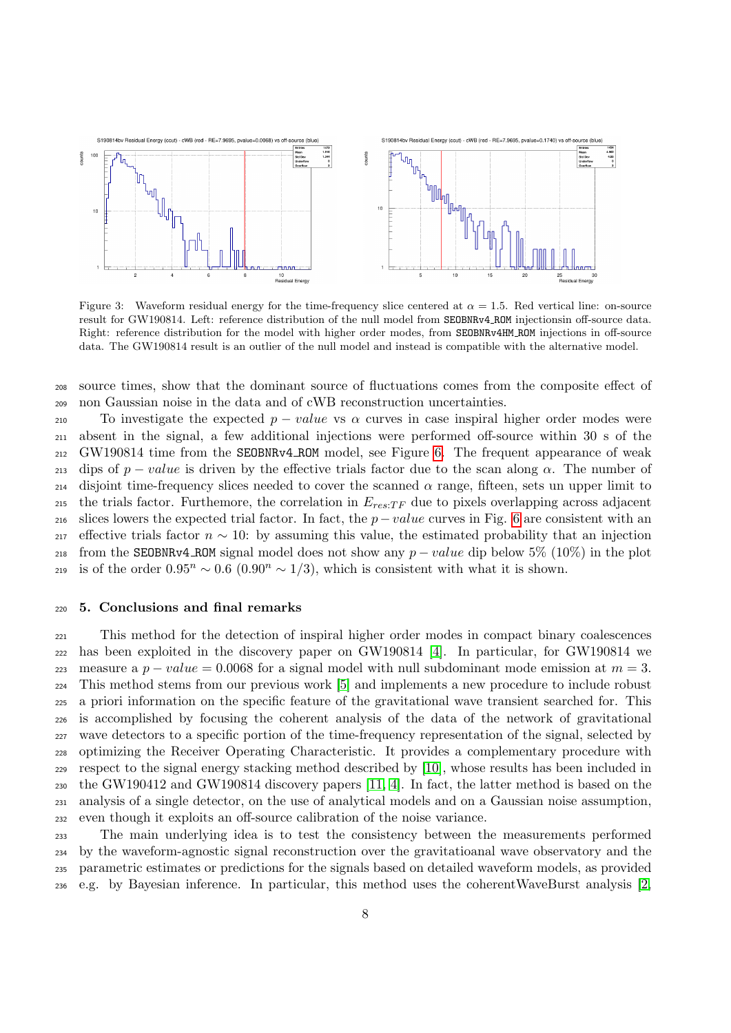Figure 3: Waveform residual energy for the time-frequency slice centered at $\alpha = 1.5$. Red vertical line: on-source result for GW190814. Left: reference distribution of the null model from SEOBNRv4_ROM injectionsin off-source data. Right: reference distribution for the model with higher order modes, from SEOBNRv4HM_ROM injections in off-source data. The GW190814 result is an outlier of the null model and instead is compatible with the alternative model.

source times, show that the dominant source of fluctuations comes from the composite effect of non Gaussian noise in the data and of cWB reconstruction uncertainties.

To investigate the expected $p-value$ vs $\alpha$ curves in case inspiral higher order modes were absent in the signal, a few additional injections were performed off-source within 30 s of the GW190814 time from the SEOBNRv4_ROM model, see Figure 6. The frequent appearance of weak dips of $p-value$ is driven by the effective trials factor due to the scan along $\alpha$. The number of disjoint time-frequency slices needed to cover the scanned $\alpha$ range, fifteen, sets un upper limit to the trials factor. Furthemore, the correlation in $E_{res:TF}$ due to pixels overlapping across adjacent slices lowers the expected trial factor. In fact, the $p-value$ curves in Fig. 6 are consistent with an effective trials factor $n \sim 10$: by assuming this value, the estimated probability that an injection from the SEOBNRv4_ROM signal model does not show any $p-value$ dip below 5% (10%) in the plot is of the order $0.95^n \sim 0.6$ ($0.90^n \sim 1/3$), which is consistent with what it is shown.

## 5. Conclusions and final remarks

This method for the detection of inspiral higher order modes in compact binary coalescences has been exploited in the discovery paper on GW190814 [4]. In particular, for GW190814 we measure a $p-value = 0.0068$ for a signal model with null subdominant mode emission at $m = 3$. This method stems from our previous work [5] and implements a new procedure to include robust a priori information on the specific feature of the gravitational wave transient searched for. This is accomplished by focusing the coherent analysis of the data of the network of gravitational wave detectors to a specific portion of the time-frequency representation of the signal, selected by optimizing the Receiver Operating Characteristic. It provides a complementary procedure with respect to the signal energy stacking method described by [10], whose results has been included in the GW190412 and GW190814 discovery papers [11, 4]. In fact, the latter method is based on the analysis of a single detector, on the use of analytical models and on a Gaussian noise assumption, even though it exploits an off-source calibration of the noise variance.

The main underlying idea is to test the consistency between the measurements performed by the waveform-agnostic signal reconstruction over the gravitatioanal wave observatory and the parametric estimates or predictions for the signals based on detailed waveform models, as provided e.g. by Bayesian inference. In particular, this method uses the coherentWaveBurst analysis [2,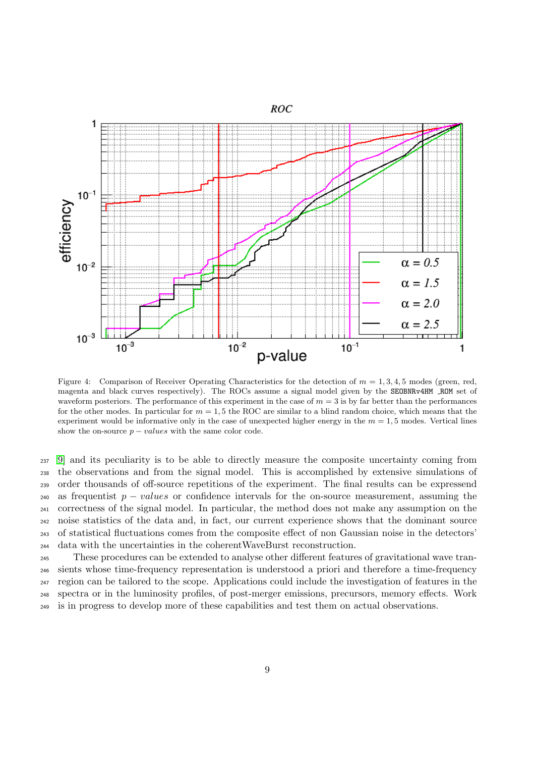Figure 4: Comparison of Receiver Operating Characteristics for the detection of $m = 1, 3, 4, 5$ modes (green, red, magenta and black curves respectively). The ROCs assume a signal model given by the SEOBNRv4HM _ROM set of waveform posteriors. The performance of this experiment in the case of $m = 3$ is by far better than the performances for the other modes. In particular for $m = 1, 5$ the ROC are similar to a blind random choice, which means that the experiment would be informative only in the case of unexpected higher energy in the $m = 1, 5$ modes. Vertical lines show the on-source $p - values$ with the same color code.

[9] and its peculiarity is to be able to directly measure the composite uncertainty coming from the observations and from the signal model. This is accomplished by extensive simulations of order thousands of off-source repetitions of the experiment. The final results can be expressend as frequentist $p - values$ or confidence intervals for the on-source measurement, assuming the correctness of the signal model. In particular, the method does not make any assumption on the noise statistics of the data and, in fact, our current experience shows that the dominant source of statistical fluctuations comes from the composite effect of non Gaussian noise in the detectors' data with the uncertainties in the coherentWaveBurst reconstruction.

These procedures can be extended to analyse other different features of gravitational wave transients whose time-frequency representation is understood a priori and therefore a time-frequency region can be tailored to the scope. Applications could include the investigation of features in the spectra or in the luminosity profiles, of post-merger emissions, precursors, memory effects. Work is in progress to develop more of these capabilities and test them on actual observations.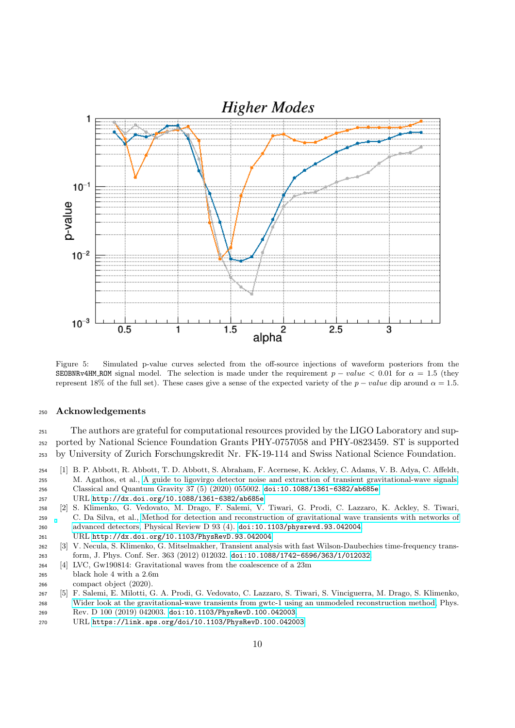Figure 5: Simulated p-value curves selected from the off-source injections of waveform posteriors from the SEOBNRv4HM_ROM signal model. The selection is made under the requirement $p - value < 0.01$ for $\alpha = 1.5$ (they represent 18% of the full set). These cases give a sense of the expected variety of the $p - value$ dip around $\alpha = 1.5$.

## Acknowledgements

The authors are grateful for computational resources provided by the LIGO Laboratory and supported by National Science Foundation Grants PHY-0757058 and PHY-0823459. ST is supported by University of Zurich Forschungskredit Nr. FK-19-114 and Swiss National Science Foundation.

[1] B. P. Abbott, R. Abbott, T. D. Abbott, S. Abraham, F. Acernese, K. Ackley, C. Adams, V. B. Adya, C. Affeldt, M. Agathos, et al., A guide to ligovirgo detector noise and extraction of transient gravitational-wave signals, Classical and Quantum Gravity 37 (5) (2020) 055002. doi:10.1088/1361-6382/ab685e. URL http://dx.doi.org/10.1088/1361-6382/ab685e

[2] S. Klimenko, G. Vedovato, M. Drago, F. Salemi, V. Tiwari, G. Prodi, C. Lazzaro, K. Ackley, S. Tiwari, C. Da Silva, et al., Method for detection and reconstruction of gravitational wave transients with networks of advanced detectors, Physical Review D 93 (4). doi:10.1103/physrevd.93.042004. URL http://dx.doi.org/10.1103/PhysRevD.93.042004

[3] V. Necula, S. Klimenko, G. Mitselmakher, Transient analysis with fast Wilson-Daubechies time-frequency transform, J. Phys. Conf. Ser. 363 (2012) 012032. doi:10.1088/1742-6596/363/1/012032.

[4] LVC, Gw190814: Gravitational waves from the coalescence of a 23m black hole 4 with a 2.6m compact object (2020).

[5] F. Salemi, E. Milotti, G. A. Prodi, G. Vedovato, C. Lazzaro, S. Tiwari, S. Vinciguerra, M. Drago, S. Klimenko, Wider look at the gravitational-wave transients from gwtc-1 using an unmodeled reconstruction method, Phys. Rev. D 100 (2019) 042003. doi:10.1103/PhysRevD.100.042003. URL https://link.aps.org/doi/10.1103/PhysRevD.100.042003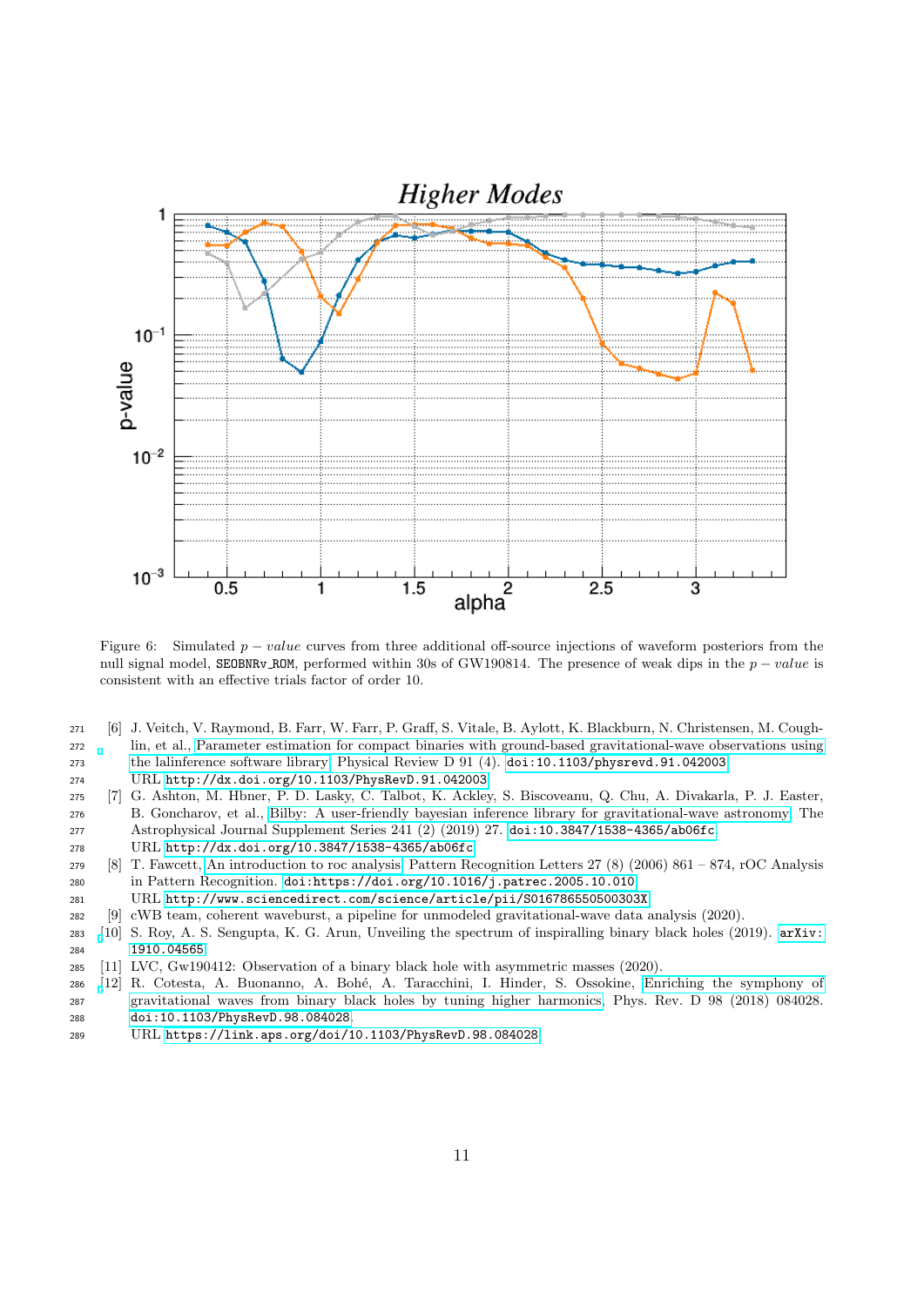Higher Modes

1

$10^{-1}$

p-value

$10^{-2}$

$10^{-3}$

0.5

1

1.5

2

2.5

3

alpha

Figure 6: Simulated $p - value$ curves from three additional off-source injections of waveform posteriors from the null signal model, SEOBNRv_ROM, performed within 30s of GW190814. The presence of weak dips in the $p - value$ is consistent with an effective trials factor of order 10.

[6] J. Veitch, V. Raymond, B. Farr, W. Farr, P. Graff, S. Vitale, B. Aylott, K. Blackburn, N. Christensen, M. Coughlin, et al., Parameter estimation for compact binaries with ground-based gravitational-wave observations using the lalinference software library, Physical Review D 91 (4). doi:10.1103/physrevd.91.042003.
URL http://dx.doi.org/10.1103/PhysRevD.91.042003

[7] G. Ashton, M. Hbner, P. D. Lasky, C. Talbot, K. Ackley, S. Biscoveanu, Q. Chu, A. Divakarla, P. J. Easter, B. Goncharov, et al., Bilby: A user-friendly bayesian inference library for gravitational-wave astronomy, The Astrophysical Journal Supplement Series 241 (2) (2019) 27. doi:10.3847/1538-4365/ab06fc.
URL http://dx.doi.org/10.3847/1538-4365/ab06fc

[8] T. Fawcett, An introduction to roc analysis, Pattern Recognition Letters 27 (8) (2006) 861 – 874, rOC Analysis in Pattern Recognition. doi:https://doi.org/10.1016/j.patrec.2005.10.010.
URL http://www.sciencedirect.com/science/article/pii/S016786550500303X

[9] cWB team, coherent waveburst, a pipeline for unmodeled gravitational-wave data analysis (2020).

[10] S. Roy, A. S. Sengupta, K. G. Arun, Unveiling the spectrum of inspiralling binary black holes (2019). arXiv:1910.04565.

[11] LVC, Gw190412: Observation of a binary black hole with asymmetric masses (2020).

[12] R. Cotesta, A. Buonanno, A. Bohé, A. Taracchini, I. Hinder, S. Ossokine, Enriching the symphony of gravitational waves from binary black holes by tuning higher harmonics, Phys. Rev. D 98 (2018) 084028. doi:10.1103/PhysRevD.98.084028.
URL https://link.aps.org/doi/10.1103/PhysRevD.98.084028